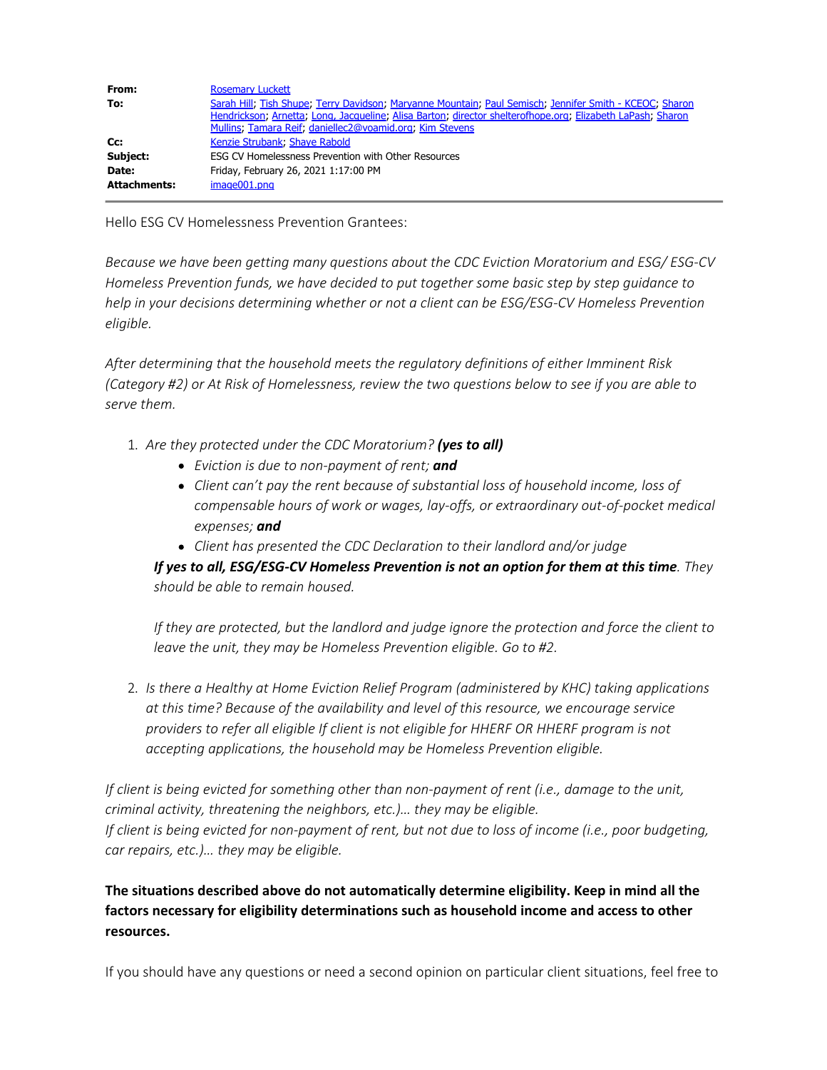| | |
|---|---|
| **From:** | Rosemary Luckett |
| **To:** | Sarah Hill; Tish Shupe; Terry Davidson; Maryanne Mountain; Paul Semisch; Jennifer Smith - KCEOC; Sharon Hendrickson; Arnetta; Long, Jacqueline; Alisa Barton; director shelterofhope.org; Elizabeth LaPash; Sharon Mullins; Tamara Reif; daniellec2@voamid.org; Kim Stevens |
| **Cc:** | Kenzie Strubank; Shaye Rabold |
| **Subject:** | ESG CV Homelessness Prevention with Other Resources |
| **Date:** | Friday, February 26, 2021 1:17:00 PM |
| **Attachments:** | image001.png |

Hello ESG CV Homelessness Prevention Grantees:

*Because we have been getting many questions about the CDC Eviction Moratorium and ESG/ ESG-CV Homeless Prevention funds, we have decided to put together some basic step by step guidance to help in your decisions determining whether or not a client can be ESG/ESG-CV Homeless Prevention eligible.*

*After determining that the household meets the regulatory definitions of either Imminent Risk (Category #2) or At Risk of Homelessness, review the two questions below to see if you are able to serve them.*

1. *Are they protected under the CDC Moratorium?* ***(yes to all)***
   - *Eviction is due to non-payment of rent;* ***and***
   - *Client can't pay the rent because of substantial loss of household income, loss of compensable hours of work or wages, lay-offs, or extraordinary out-of-pocket medical expenses;* ***and***
   - *Client has presented the CDC Declaration to their landlord and/or judge*

   ***If yes to all, ESG/ESG-CV Homeless Prevention is not an option for them at this time****. They should be able to remain housed.*

   *If they are protected, but the landlord and judge ignore the protection and force the client to leave the unit, they may be Homeless Prevention eligible. Go to #2.*

2. *Is there a Healthy at Home Eviction Relief Program (administered by KHC) taking applications at this time? Because of the availability and level of this resource, we encourage service providers to refer all eligible If client is not eligible for HHERF OR HHERF program is not accepting applications, the household may be Homeless Prevention eligible.*

*If client is being evicted for something other than non-payment of rent (i.e., damage to the unit, criminal activity, threatening the neighbors, etc.)… they may be eligible.*
*If client is being evicted for non-payment of rent, but not due to loss of income (i.e., poor budgeting, car repairs, etc.)… they may be eligible.*

**The situations described above do not automatically determine eligibility. Keep in mind all the factors necessary for eligibility determinations such as household income and access to other resources.**

If you should have any questions or need a second opinion on particular client situations, feel free to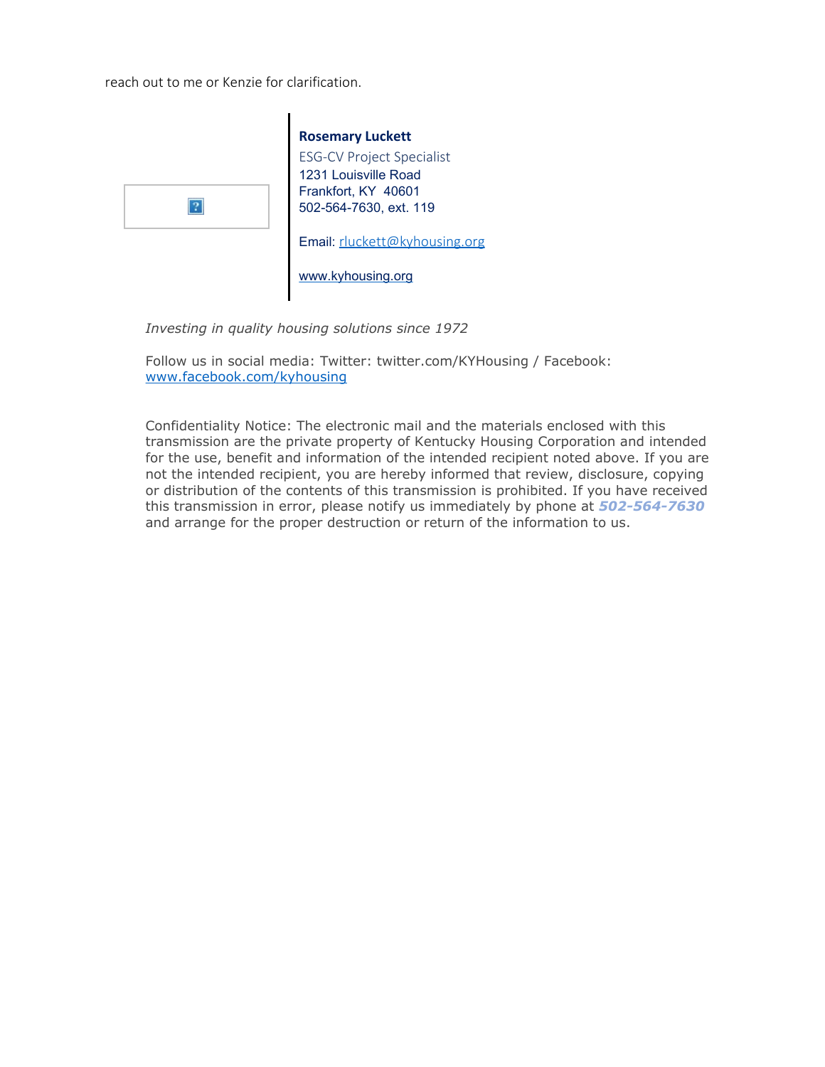reach out to me or Kenzie for clarification.

**Rosemary Luckett**
ESG-CV Project Specialist
1231 Louisville Road
Frankfort, KY 40601
502-564-7630, ext. 119

Email: rluckett@kyhousing.org

www.kyhousing.org

*Investing in quality housing solutions since 1972*

Follow us in social media: Twitter: twitter.com/KYHousing / Facebook: www.facebook.com/kyhousing

Confidentiality Notice: The electronic mail and the materials enclosed with this transmission are the private property of Kentucky Housing Corporation and intended for the use, benefit and information of the intended recipient noted above. If you are not the intended recipient, you are hereby informed that review, disclosure, copying or distribution of the contents of this transmission is prohibited. If you have received this transmission in error, please notify us immediately by phone at ***502-564-7630*** and arrange for the proper destruction or return of the information to us.